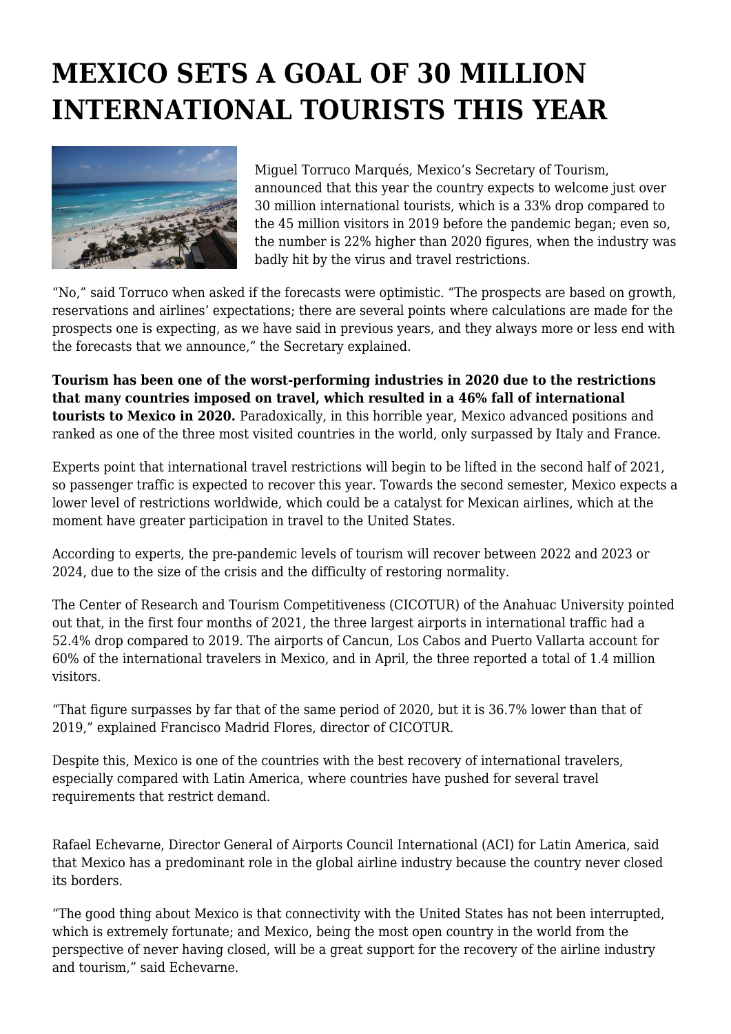# MEXICO SETS A GOAL OF 30 MILLION INTERNATIONAL TOURISTS THIS YEAR

Miguel Torruco Marqués, Mexico's Secretary of Tourism, announced that this year the country expects to welcome just over 30 million international tourists, which is a 33% drop compared to the 45 million visitors in 2019 before the pandemic began; even so, the number is 22% higher than 2020 figures, when the industry was badly hit by the virus and travel restrictions.

"No," said Torruco when asked if the forecasts were optimistic. "The prospects are based on growth, reservations and airlines' expectations; there are several points where calculations are made for the prospects one is expecting, as we have said in previous years, and they always more or less end with the forecasts that we announce," the Secretary explained.

**Tourism has been one of the worst-performing industries in 2020 due to the restrictions that many countries imposed on travel, which resulted in a 46% fall of international tourists to Mexico in 2020.** Paradoxically, in this horrible year, Mexico advanced positions and ranked as one of the three most visited countries in the world, only surpassed by Italy and France.

Experts point that international travel restrictions will begin to be lifted in the second half of 2021, so passenger traffic is expected to recover this year. Towards the second semester, Mexico expects a lower level of restrictions worldwide, which could be a catalyst for Mexican airlines, which at the moment have greater participation in travel to the United States.

According to experts, the pre-pandemic levels of tourism will recover between 2022 and 2023 or 2024, due to the size of the crisis and the difficulty of restoring normality.

The Center of Research and Tourism Competitiveness (CICOTUR) of the Anahuac University pointed out that, in the first four months of 2021, the three largest airports in international traffic had a 52.4% drop compared to 2019. The airports of Cancun, Los Cabos and Puerto Vallarta account for 60% of the international travelers in Mexico, and in April, the three reported a total of 1.4 million visitors.

"That figure surpasses by far that of the same period of 2020, but it is 36.7% lower than that of 2019," explained Francisco Madrid Flores, director of CICOTUR.

Despite this, Mexico is one of the countries with the best recovery of international travelers, especially compared with Latin America, where countries have pushed for several travel requirements that restrict demand.

Rafael Echevarne, Director General of Airports Council International (ACI) for Latin America, said that Mexico has a predominant role in the global airline industry because the country never closed its borders.

"The good thing about Mexico is that connectivity with the United States has not been interrupted, which is extremely fortunate; and Mexico, being the most open country in the world from the perspective of never having closed, will be a great support for the recovery of the airline industry and tourism," said Echevarne.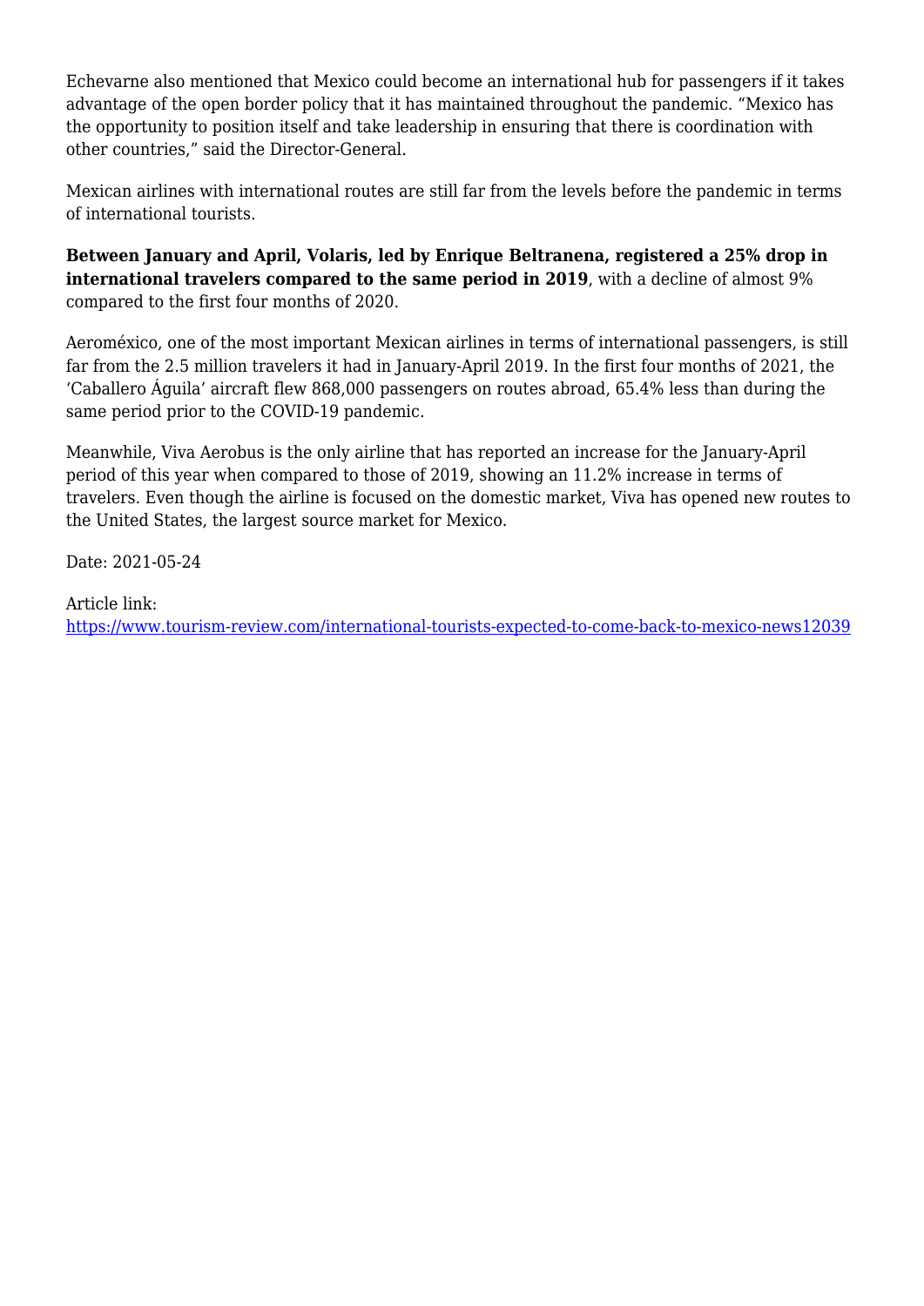Echevarne also mentioned that Mexico could become an international hub for passengers if it takes advantage of the open border policy that it has maintained throughout the pandemic. “Mexico has the opportunity to position itself and take leadership in ensuring that there is coordination with other countries,” said the Director-General.

Mexican airlines with international routes are still far from the levels before the pandemic in terms of international tourists.

**Between January and April, Volaris, led by Enrique Beltranena, registered a 25% drop in international travelers compared to the same period in 2019**, with a decline of almost 9% compared to the first four months of 2020.

Aeroméxico, one of the most important Mexican airlines in terms of international passengers, is still far from the 2.5 million travelers it had in January-April 2019. In the first four months of 2021, the ‘Caballero Águila’ aircraft flew 868,000 passengers on routes abroad, 65.4% less than during the same period prior to the COVID-19 pandemic.

Meanwhile, Viva Aerobus is the only airline that has reported an increase for the January-April period of this year when compared to those of 2019, showing an 11.2% increase in terms of travelers. Even though the airline is focused on the domestic market, Viva has opened new routes to the United States, the largest source market for Mexico.

Date: 2021-05-24

Article link:
https://www.tourism-review.com/international-tourists-expected-to-come-back-to-mexico-news12039